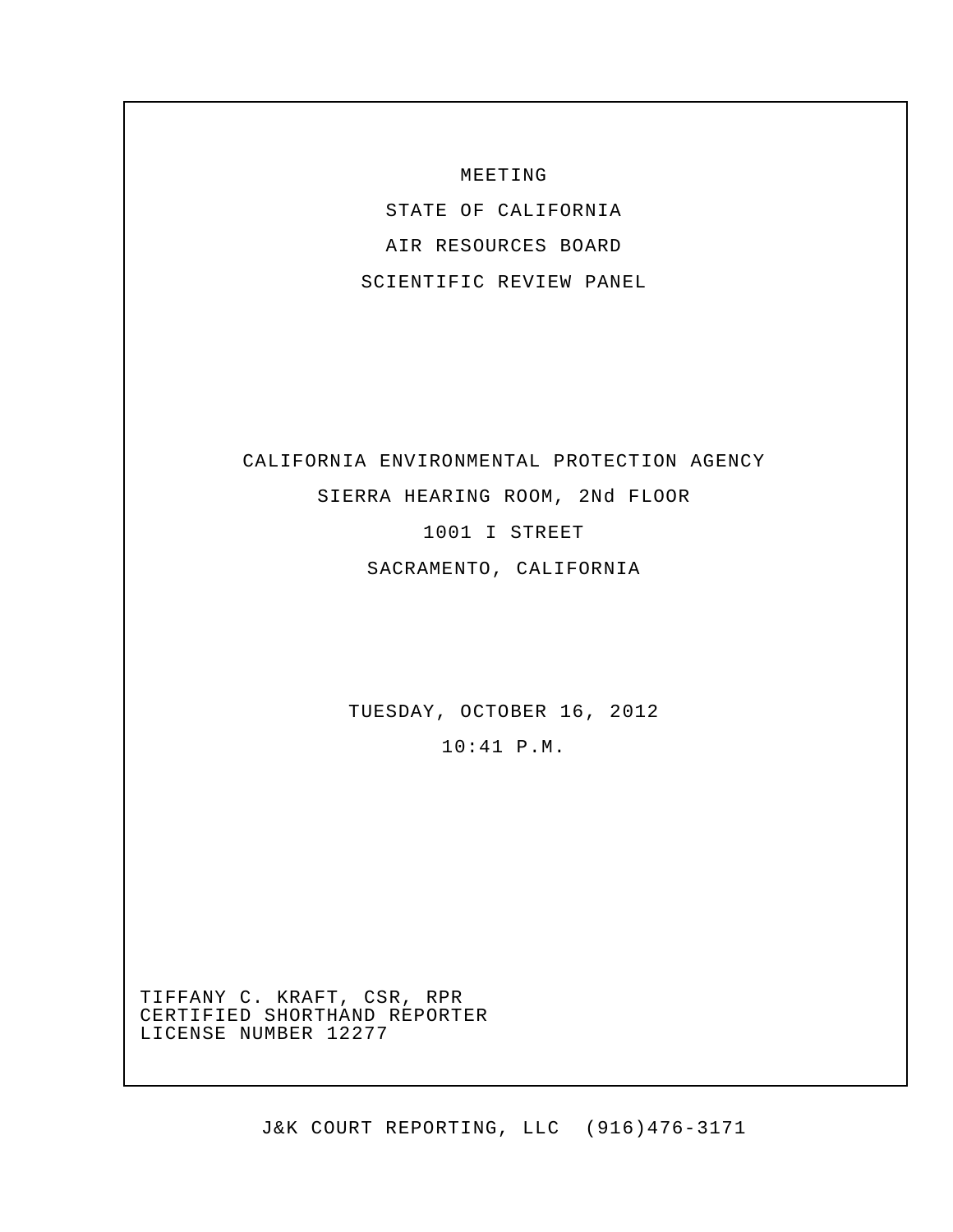MEETING

STATE OF CALIFORNIA

AIR RESOURCES BOARD

SCIENTIFIC REVIEW PANEL

CALIFORNIA ENVIRONMENTAL PROTECTION AGENCY

SIERRA HEARING ROOM, 2Nd FLOOR

1001 I STREET

SACRAMENTO, CALIFORNIA

TUESDAY, OCTOBER 16, 2012

10:41 P.M.

TIFFANY C. KRAFT, CSR, RPR
CERTIFIED SHORTHAND REPORTER
LICENSE NUMBER 12277

J&K COURT REPORTING, LLC (916)476-3171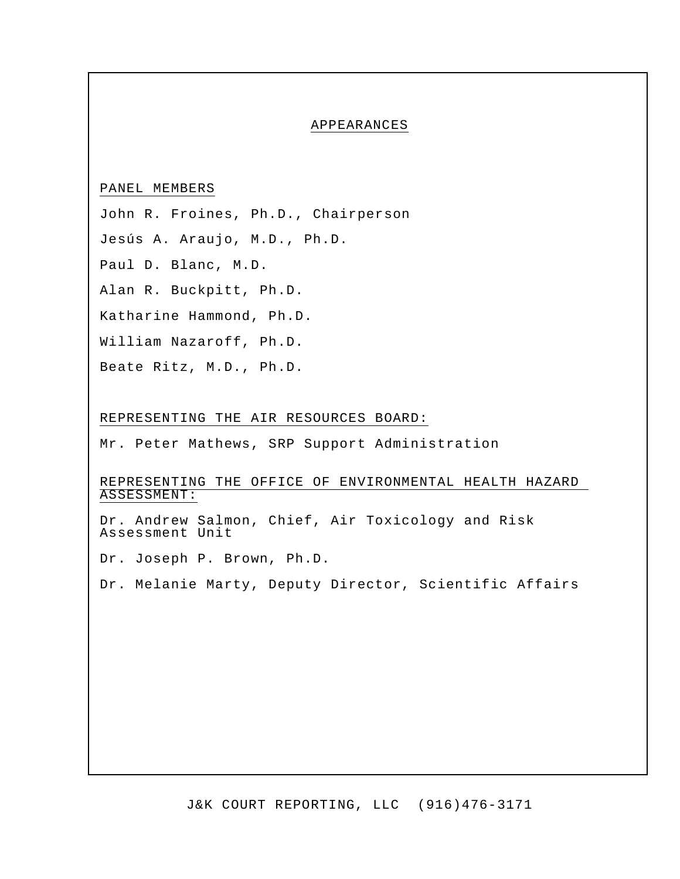# APPEARANCES

## PANEL MEMBERS

John R. Froines, Ph.D., Chairperson

Jesús A. Araujo, M.D., Ph.D.

Paul D. Blanc, M.D.

Alan R. Buckpitt, Ph.D.

Katharine Hammond, Ph.D.

William Nazaroff, Ph.D.

Beate Ritz, M.D., Ph.D.

## REPRESENTING THE AIR RESOURCES BOARD:

Mr. Peter Mathews, SRP Support Administration

## REPRESENTING THE OFFICE OF ENVIRONMENTAL HEALTH HAZARD ASSESSMENT:

Dr. Andrew Salmon, Chief, Air Toxicology and Risk Assessment Unit

Dr. Joseph P. Brown, Ph.D.

Dr. Melanie Marty, Deputy Director, Scientific Affairs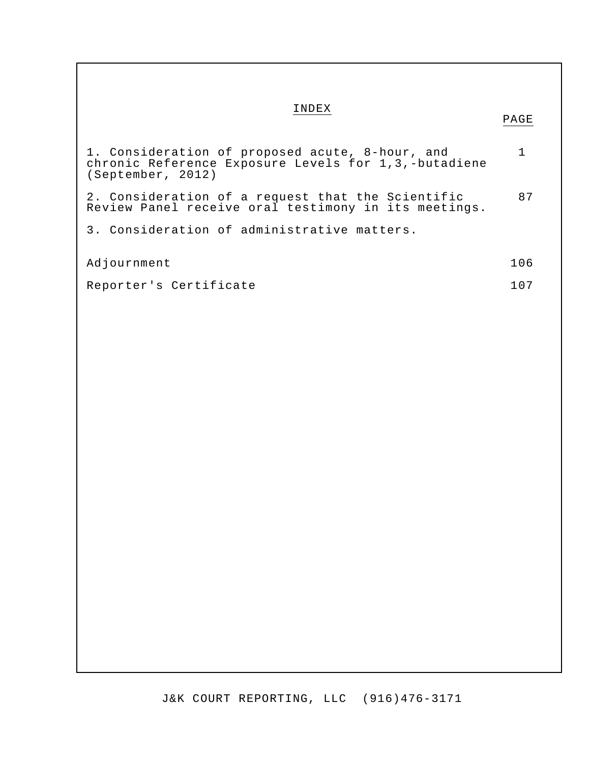# INDEX

| | PAGE |
|---|---|
| 1. Consideration of proposed acute, 8-hour, and chronic Reference Exposure Levels for 1,3,-butadiene (September, 2012) | 1 |
| 2. Consideration of a request that the Scientific Review Panel receive oral testimony in its meetings. | 87 |
| 3. Consideration of administrative matters. | |
| Adjournment | 106 |
| Reporter's Certificate | 107 |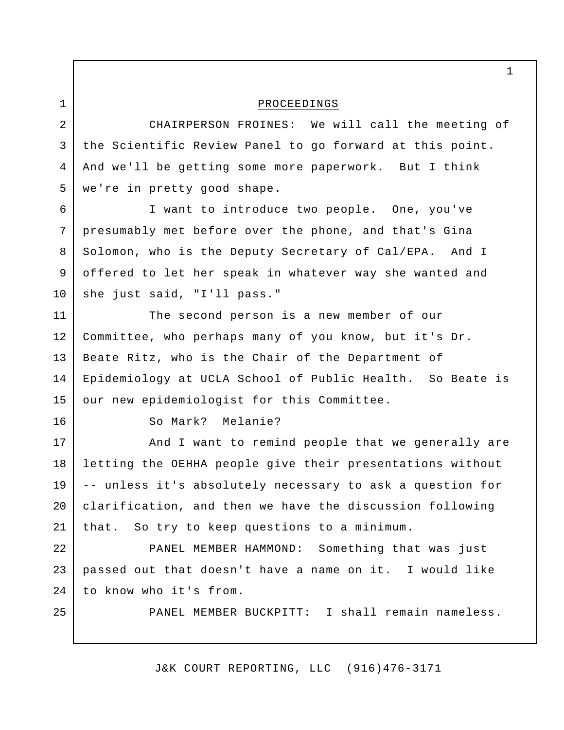PROCEEDINGS

CHAIRPERSON FROINES: We will call the meeting of the Scientific Review Panel to go forward at this point. And we'll be getting some more paperwork. But I think we're in pretty good shape.

I want to introduce two people. One, you've presumably met before over the phone, and that's Gina Solomon, who is the Deputy Secretary of Cal/EPA. And I offered to let her speak in whatever way she wanted and she just said, "I'll pass."

The second person is a new member of our Committee, who perhaps many of you know, but it's Dr. Beate Ritz, who is the Chair of the Department of Epidemiology at UCLA School of Public Health. So Beate is our new epidemiologist for this Committee.

So Mark? Melanie?

And I want to remind people that we generally are letting the OEHHA people give their presentations without -- unless it's absolutely necessary to ask a question for clarification, and then we have the discussion following that. So try to keep questions to a minimum.

PANEL MEMBER HAMMOND: Something that was just passed out that doesn't have a name on it. I would like to know who it's from.

PANEL MEMBER BUCKPITT: I shall remain nameless.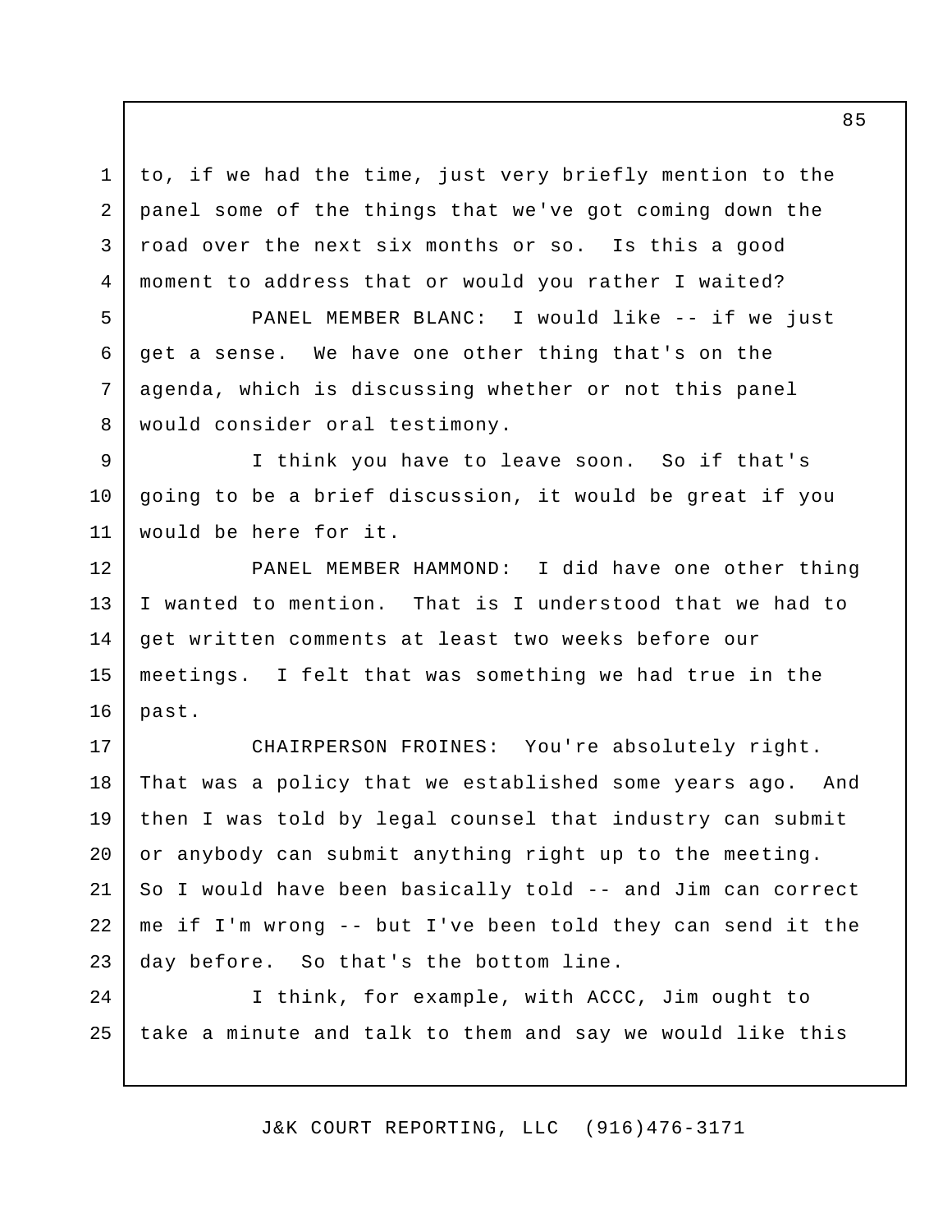to, if we had the time, just very briefly mention to the panel some of the things that we've got coming down the road over the next six months or so. Is this a good moment to address that or would you rather I waited?

PANEL MEMBER BLANC: I would like -- if we just get a sense. We have one other thing that's on the agenda, which is discussing whether or not this panel would consider oral testimony.

I think you have to leave soon. So if that's going to be a brief discussion, it would be great if you would be here for it.

PANEL MEMBER HAMMOND: I did have one other thing I wanted to mention. That is I understood that we had to get written comments at least two weeks before our meetings. I felt that was something we had true in the past.

CHAIRPERSON FROINES: You're absolutely right. That was a policy that we established some years ago. And then I was told by legal counsel that industry can submit or anybody can submit anything right up to the meeting. So I would have been basically told -- and Jim can correct me if I'm wrong -- but I've been told they can send it the day before. So that's the bottom line.

I think, for example, with ACCC, Jim ought to take a minute and talk to them and say we would like this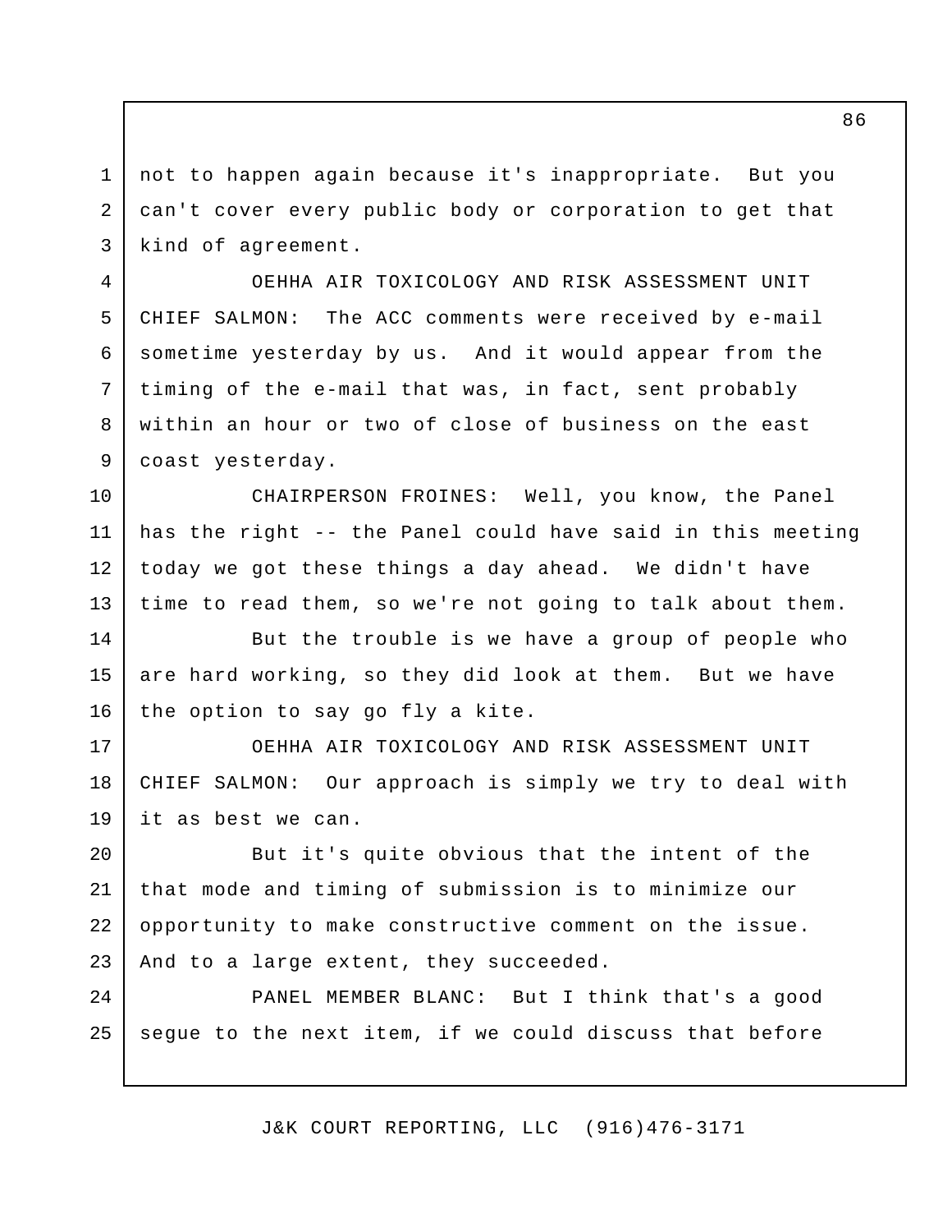not to happen again because it's inappropriate. But you can't cover every public body or corporation to get that kind of agreement.

OEHHA AIR TOXICOLOGY AND RISK ASSESSMENT UNIT CHIEF SALMON: The ACC comments were received by e-mail sometime yesterday by us. And it would appear from the timing of the e-mail that was, in fact, sent probably within an hour or two of close of business on the east coast yesterday.

CHAIRPERSON FROINES: Well, you know, the Panel has the right -- the Panel could have said in this meeting today we got these things a day ahead. We didn't have time to read them, so we're not going to talk about them.

But the trouble is we have a group of people who are hard working, so they did look at them. But we have the option to say go fly a kite.

OEHHA AIR TOXICOLOGY AND RISK ASSESSMENT UNIT CHIEF SALMON: Our approach is simply we try to deal with it as best we can.

But it's quite obvious that the intent of the that mode and timing of submission is to minimize our opportunity to make constructive comment on the issue. And to a large extent, they succeeded.

PANEL MEMBER BLANC: But I think that's a good segue to the next item, if we could discuss that before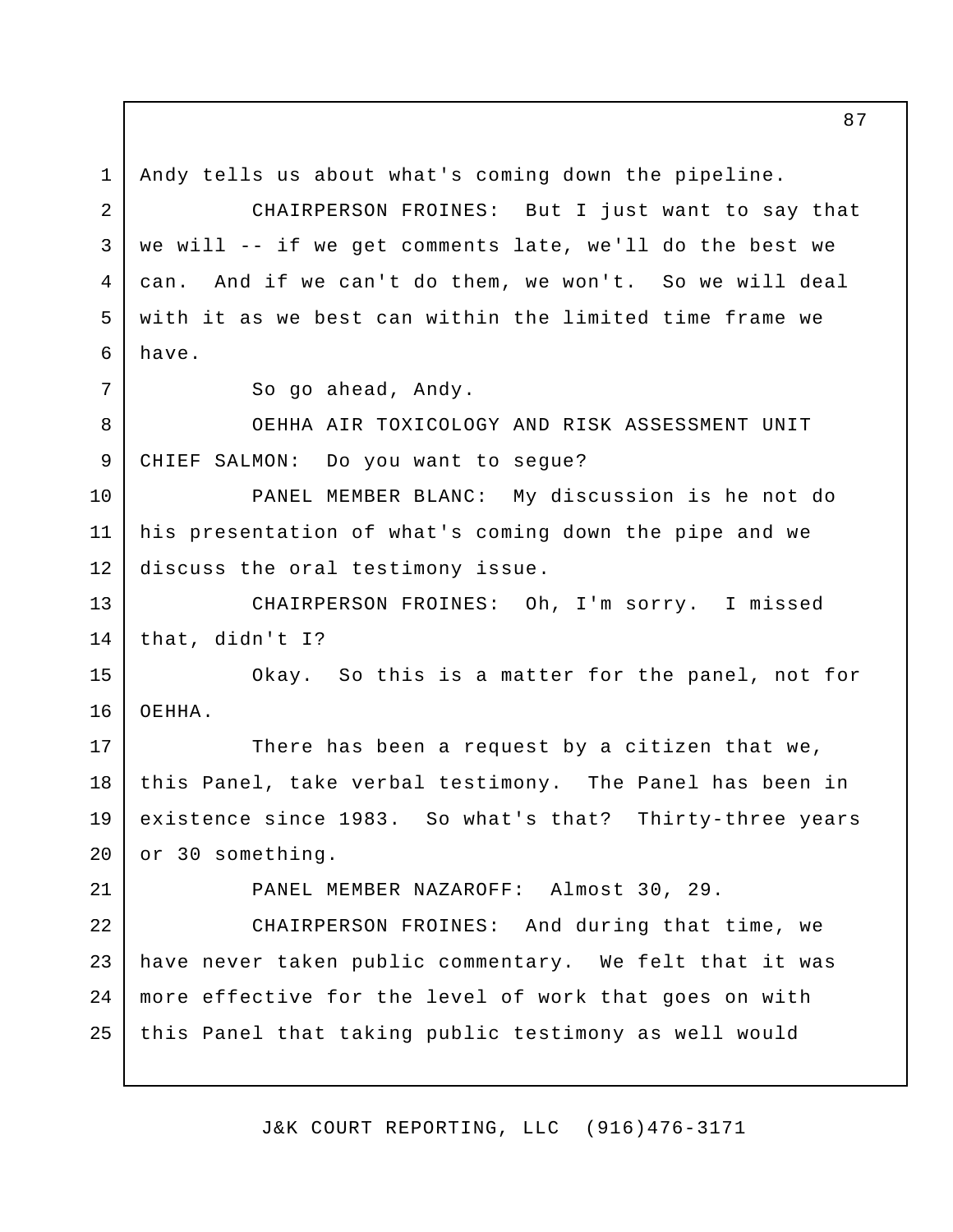Andy tells us about what's coming down the pipeline.

CHAIRPERSON FROINES: But I just want to say that we will -- if we get comments late, we'll do the best we can. And if we can't do them, we won't. So we will deal with it as we best can within the limited time frame we have.

So go ahead, Andy.

OEHHA AIR TOXICOLOGY AND RISK ASSESSMENT UNIT CHIEF SALMON: Do you want to segue?

PANEL MEMBER BLANC: My discussion is he not do his presentation of what's coming down the pipe and we discuss the oral testimony issue.

CHAIRPERSON FROINES: Oh, I'm sorry. I missed that, didn't I?

Okay. So this is a matter for the panel, not for OEHHA.

There has been a request by a citizen that we, this Panel, take verbal testimony. The Panel has been in existence since 1983. So what's that? Thirty-three years or 30 something.

PANEL MEMBER NAZAROFF: Almost 30, 29.

CHAIRPERSON FROINES: And during that time, we have never taken public commentary. We felt that it was more effective for the level of work that goes on with this Panel that taking public testimony as well would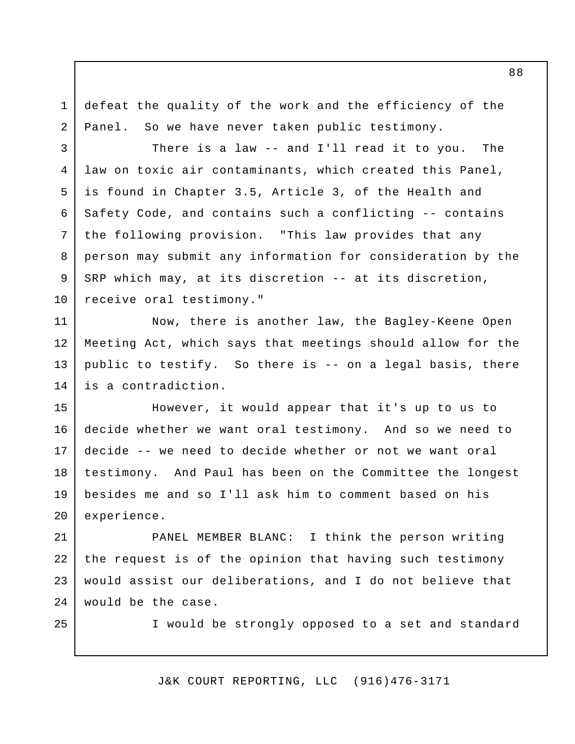defeat the quality of the work and the efficiency of the Panel. So we have never taken public testimony.

There is a law -- and I'll read it to you. The law on toxic air contaminants, which created this Panel, is found in Chapter 3.5, Article 3, of the Health and Safety Code, and contains such a conflicting -- contains the following provision. "This law provides that any person may submit any information for consideration by the SRP which may, at its discretion -- at its discretion, receive oral testimony."

Now, there is another law, the Bagley-Keene Open Meeting Act, which says that meetings should allow for the public to testify. So there is -- on a legal basis, there is a contradiction.

However, it would appear that it's up to us to decide whether we want oral testimony. And so we need to decide -- we need to decide whether or not we want oral testimony. And Paul has been on the Committee the longest besides me and so I'll ask him to comment based on his experience.

PANEL MEMBER BLANC: I think the person writing the request is of the opinion that having such testimony would assist our deliberations, and I do not believe that would be the case.

I would be strongly opposed to a set and standard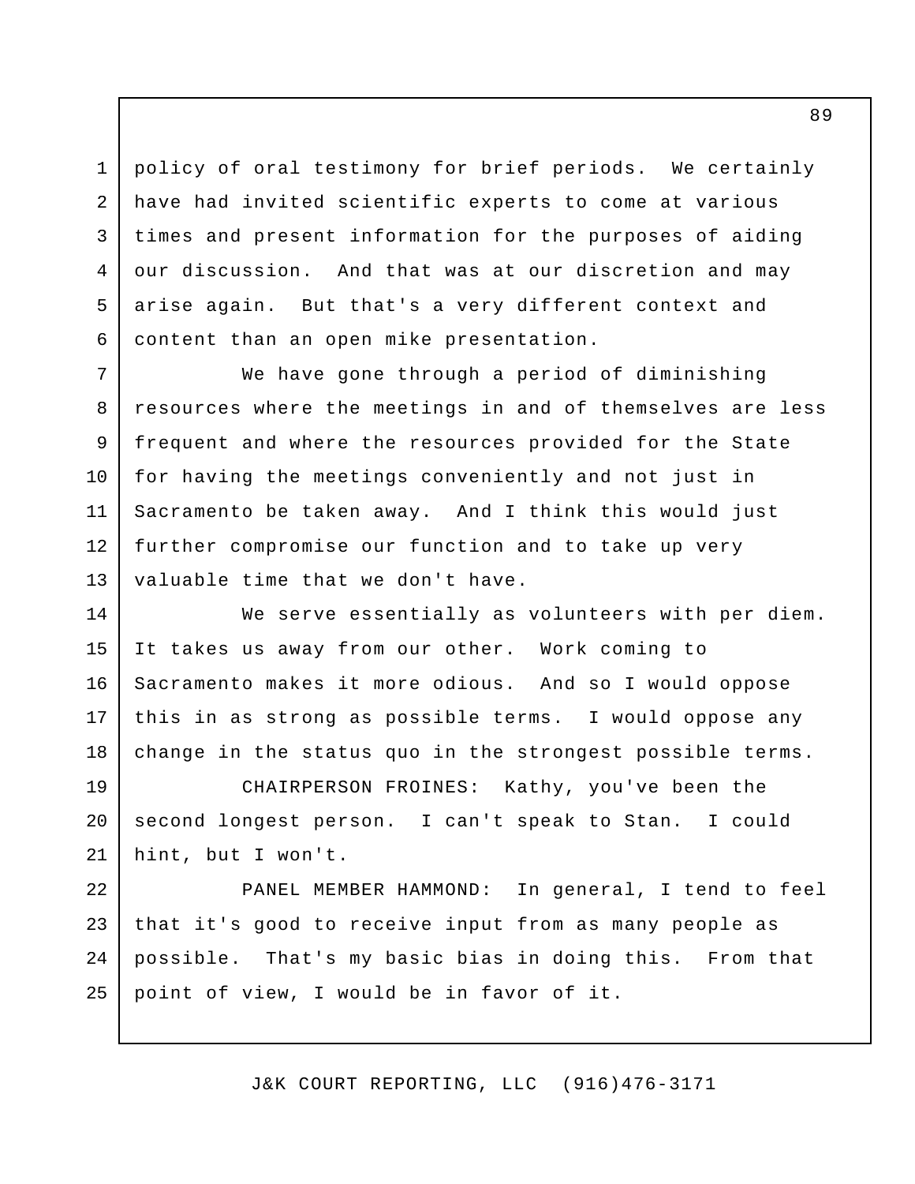policy of oral testimony for brief periods. We certainly have had invited scientific experts to come at various times and present information for the purposes of aiding our discussion. And that was at our discretion and may arise again. But that's a very different context and content than an open mike presentation.

We have gone through a period of diminishing resources where the meetings in and of themselves are less frequent and where the resources provided for the State for having the meetings conveniently and not just in Sacramento be taken away. And I think this would just further compromise our function and to take up very valuable time that we don't have.

We serve essentially as volunteers with per diem. It takes us away from our other. Work coming to Sacramento makes it more odious. And so I would oppose this in as strong as possible terms. I would oppose any change in the status quo in the strongest possible terms.

CHAIRPERSON FROINES: Kathy, you've been the second longest person. I can't speak to Stan. I could hint, but I won't.

PANEL MEMBER HAMMOND: In general, I tend to feel that it's good to receive input from as many people as possible. That's my basic bias in doing this. From that point of view, I would be in favor of it.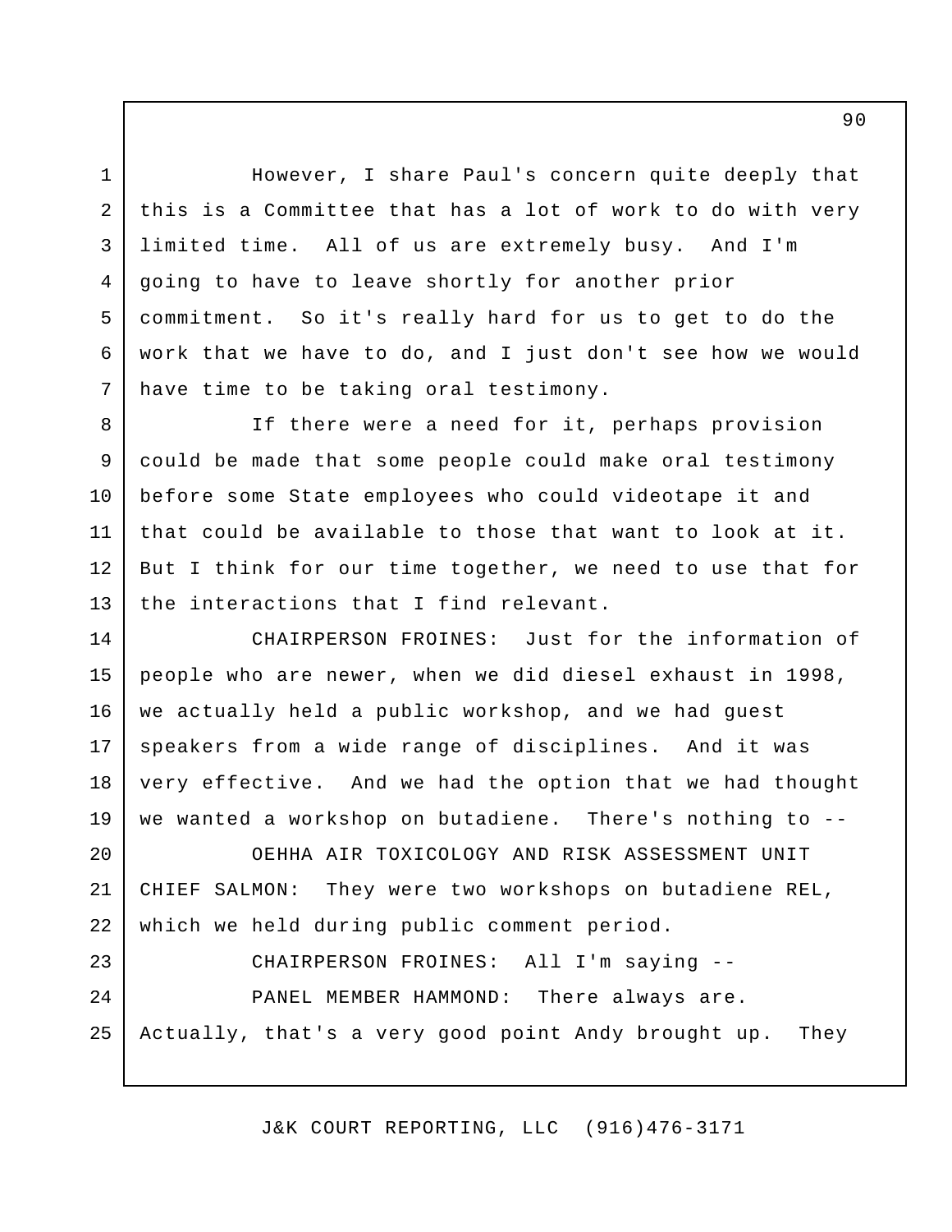However, I share Paul's concern quite deeply that this is a Committee that has a lot of work to do with very limited time. All of us are extremely busy. And I'm going to have to leave shortly for another prior commitment. So it's really hard for us to get to do the work that we have to do, and I just don't see how we would have time to be taking oral testimony.

If there were a need for it, perhaps provision could be made that some people could make oral testimony before some State employees who could videotape it and that could be available to those that want to look at it. But I think for our time together, we need to use that for the interactions that I find relevant.

CHAIRPERSON FROINES: Just for the information of people who are newer, when we did diesel exhaust in 1998, we actually held a public workshop, and we had guest speakers from a wide range of disciplines. And it was very effective. And we had the option that we had thought we wanted a workshop on butadiene. There's nothing to --

OEHHA AIR TOXICOLOGY AND RISK ASSESSMENT UNIT CHIEF SALMON: They were two workshops on butadiene REL, which we held during public comment period.

CHAIRPERSON FROINES: All I'm saying --

PANEL MEMBER HAMMOND: There always are. Actually, that's a very good point Andy brought up. They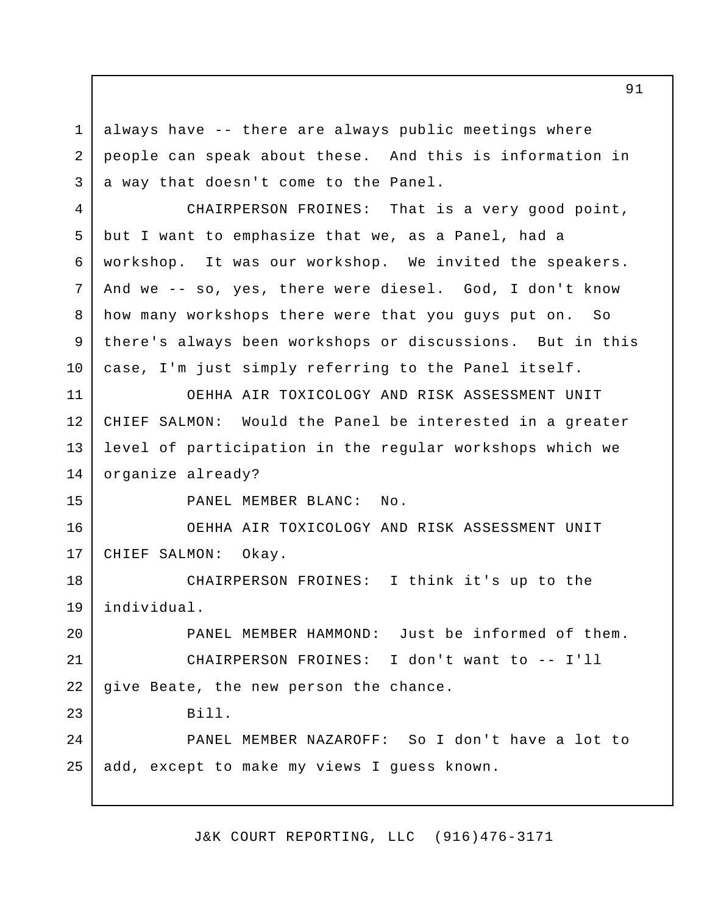always have -- there are always public meetings where people can speak about these. And this is information in a way that doesn't come to the Panel.

CHAIRPERSON FROINES: That is a very good point, but I want to emphasize that we, as a Panel, had a workshop. It was our workshop. We invited the speakers. And we -- so, yes, there were diesel. God, I don't know how many workshops there were that you guys put on. So there's always been workshops or discussions. But in this case, I'm just simply referring to the Panel itself.

OEHHA AIR TOXICOLOGY AND RISK ASSESSMENT UNIT CHIEF SALMON: Would the Panel be interested in a greater level of participation in the regular workshops which we organize already?

PANEL MEMBER BLANC: No.

OEHHA AIR TOXICOLOGY AND RISK ASSESSMENT UNIT CHIEF SALMON: Okay.

CHAIRPERSON FROINES: I think it's up to the individual.

PANEL MEMBER HAMMOND: Just be informed of them.

CHAIRPERSON FROINES: I don't want to -- I'll give Beate, the new person the chance.

Bill.

PANEL MEMBER NAZAROFF: So I don't have a lot to add, except to make my views I guess known.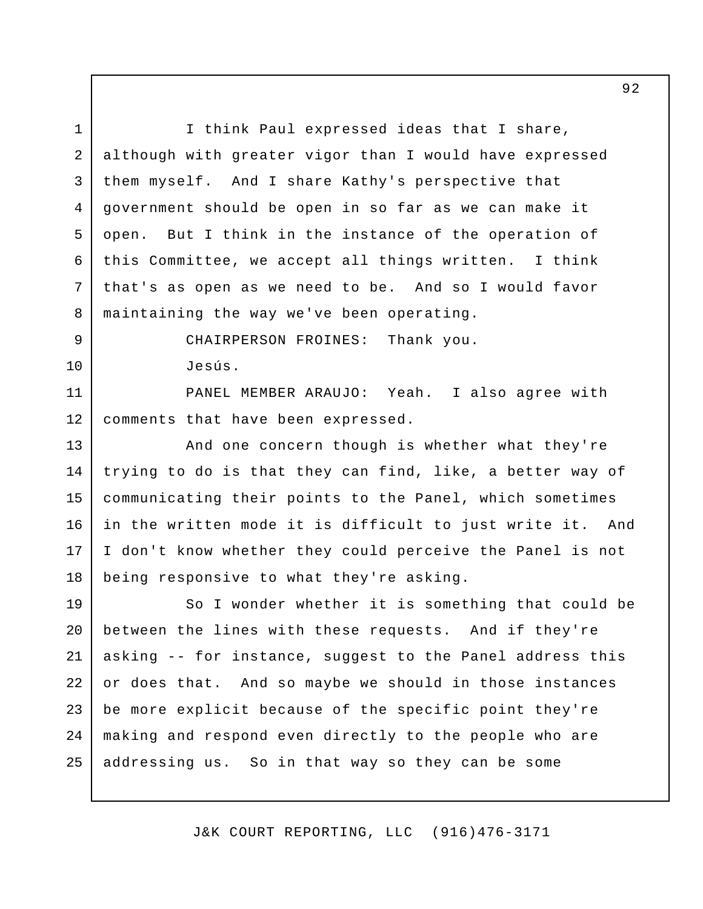I think Paul expressed ideas that I share, although with greater vigor than I would have expressed them myself. And I share Kathy's perspective that government should be open in so far as we can make it open. But I think in the instance of the operation of this Committee, we accept all things written. I think that's as open as we need to be. And so I would favor maintaining the way we've been operating.

CHAIRPERSON FROINES: Thank you.

Jesús.

PANEL MEMBER ARAUJO: Yeah. I also agree with comments that have been expressed.

And one concern though is whether what they're trying to do is that they can find, like, a better way of communicating their points to the Panel, which sometimes in the written mode it is difficult to just write it. And I don't know whether they could perceive the Panel is not being responsive to what they're asking.

So I wonder whether it is something that could be between the lines with these requests. And if they're asking -- for instance, suggest to the Panel address this or does that. And so maybe we should in those instances be more explicit because of the specific point they're making and respond even directly to the people who are addressing us. So in that way so they can be some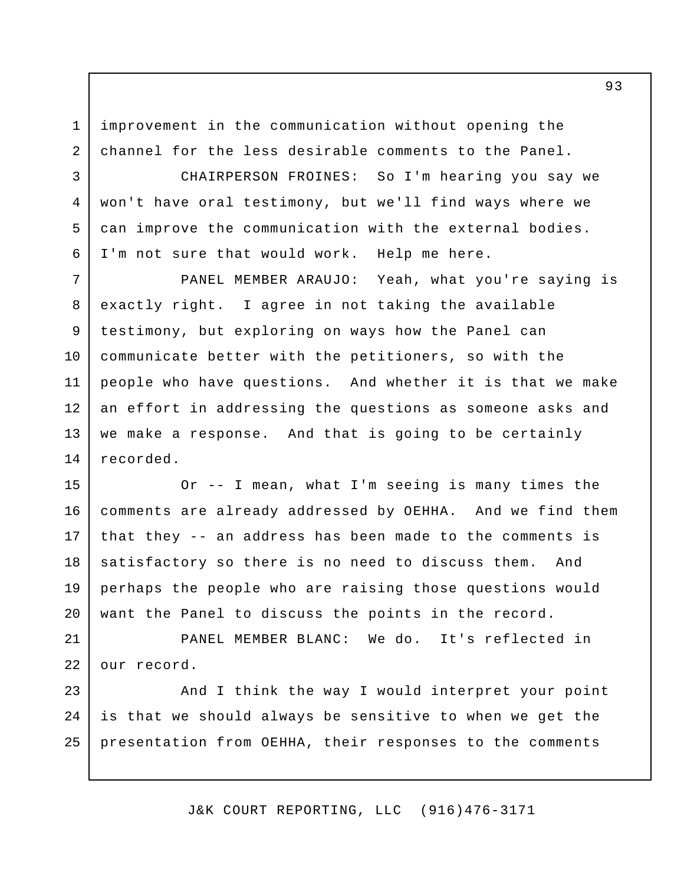improvement in the communication without opening the channel for the less desirable comments to the Panel.

CHAIRPERSON FROINES: So I'm hearing you say we won't have oral testimony, but we'll find ways where we can improve the communication with the external bodies. I'm not sure that would work. Help me here.

PANEL MEMBER ARAUJO: Yeah, what you're saying is exactly right. I agree in not taking the available testimony, but exploring on ways how the Panel can communicate better with the petitioners, so with the people who have questions. And whether it is that we make an effort in addressing the questions as someone asks and we make a response. And that is going to be certainly recorded.

Or -- I mean, what I'm seeing is many times the comments are already addressed by OEHHA. And we find them that they -- an address has been made to the comments is satisfactory so there is no need to discuss them. And perhaps the people who are raising those questions would want the Panel to discuss the points in the record.

PANEL MEMBER BLANC: We do. It's reflected in our record.

And I think the way I would interpret your point is that we should always be sensitive to when we get the presentation from OEHHA, their responses to the comments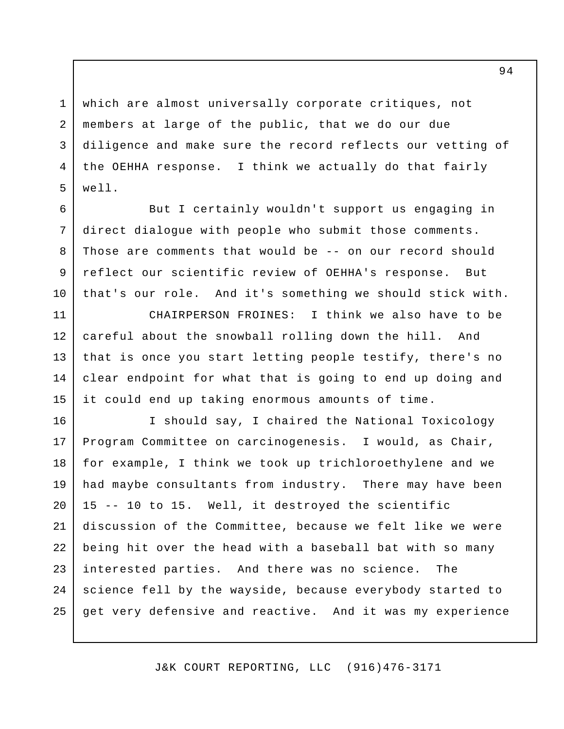which are almost universally corporate critiques, not members at large of the public, that we do our due diligence and make sure the record reflects our vetting of the OEHHA response. I think we actually do that fairly well.

But I certainly wouldn't support us engaging in direct dialogue with people who submit those comments. Those are comments that would be -- on our record should reflect our scientific review of OEHHA's response. But that's our role. And it's something we should stick with.

CHAIRPERSON FROINES: I think we also have to be careful about the snowball rolling down the hill. And that is once you start letting people testify, there's no clear endpoint for what that is going to end up doing and it could end up taking enormous amounts of time.

I should say, I chaired the National Toxicology Program Committee on carcinogenesis. I would, as Chair, for example, I think we took up trichloroethylene and we had maybe consultants from industry. There may have been 15 -- 10 to 15. Well, it destroyed the scientific discussion of the Committee, because we felt like we were being hit over the head with a baseball bat with so many interested parties. And there was no science. The science fell by the wayside, because everybody started to get very defensive and reactive. And it was my experience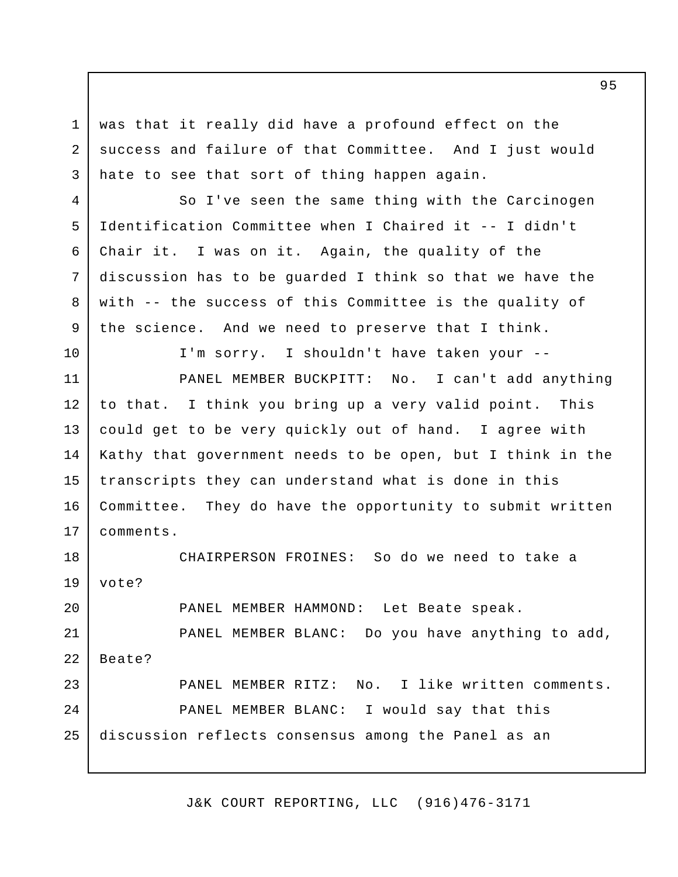was that it really did have a profound effect on the success and failure of that Committee. And I just would hate to see that sort of thing happen again.

So I've seen the same thing with the Carcinogen Identification Committee when I Chaired it -- I didn't Chair it. I was on it. Again, the quality of the discussion has to be guarded I think so that we have the with -- the success of this Committee is the quality of the science. And we need to preserve that I think.

I'm sorry. I shouldn't have taken your --

PANEL MEMBER BUCKPITT: No. I can't add anything to that. I think you bring up a very valid point. This could get to be very quickly out of hand. I agree with Kathy that government needs to be open, but I think in the transcripts they can understand what is done in this Committee. They do have the opportunity to submit written comments.

CHAIRPERSON FROINES: So do we need to take a vote?

PANEL MEMBER HAMMOND: Let Beate speak.

PANEL MEMBER BLANC: Do you have anything to add, Beate?

PANEL MEMBER RITZ: No. I like written comments.

PANEL MEMBER BLANC: I would say that this discussion reflects consensus among the Panel as an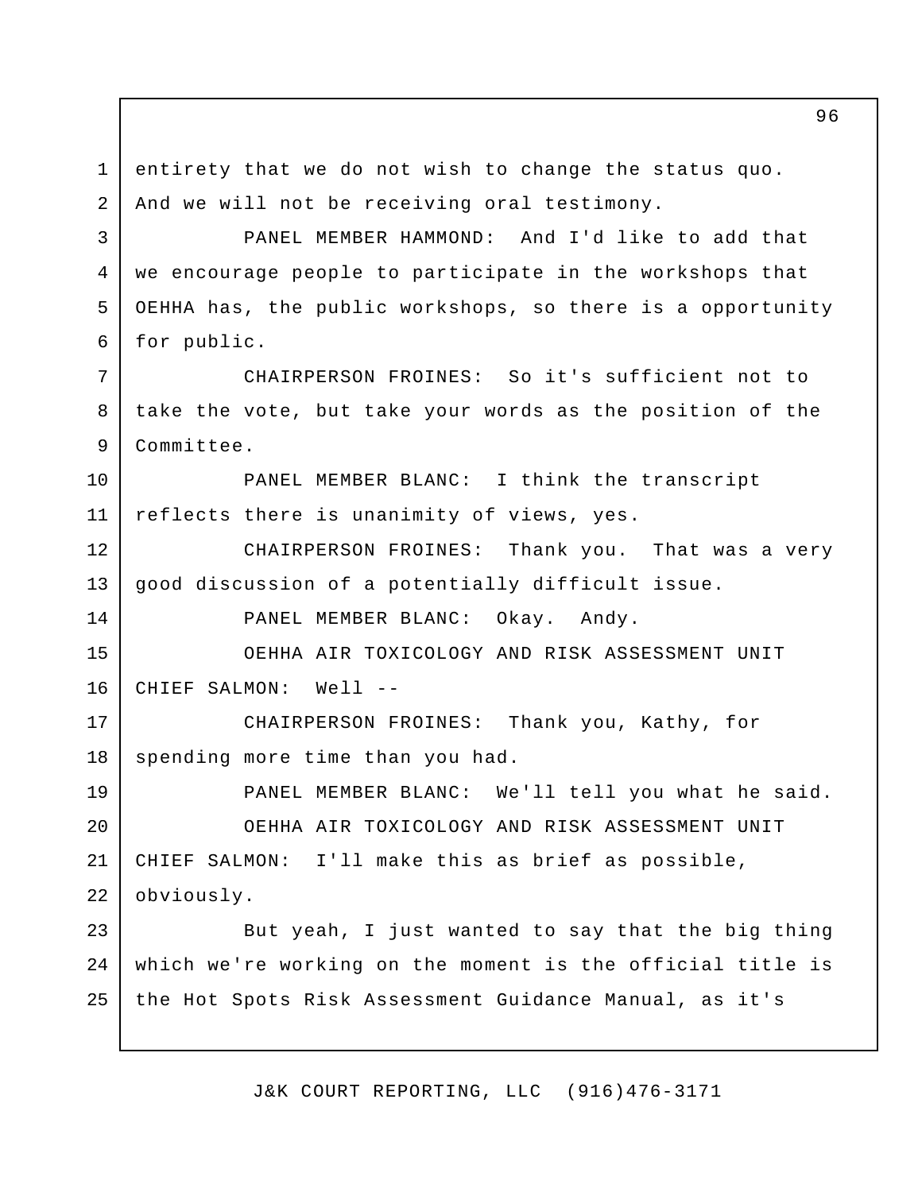entirety that we do not wish to change the status quo. And we will not be receiving oral testimony.

PANEL MEMBER HAMMOND: And I'd like to add that we encourage people to participate in the workshops that OEHHA has, the public workshops, so there is a opportunity for public.

CHAIRPERSON FROINES: So it's sufficient not to take the vote, but take your words as the position of the Committee.

PANEL MEMBER BLANC: I think the transcript reflects there is unanimity of views, yes.

CHAIRPERSON FROINES: Thank you. That was a very good discussion of a potentially difficult issue.

PANEL MEMBER BLANC: Okay. Andy.

OEHHA AIR TOXICOLOGY AND RISK ASSESSMENT UNIT CHIEF SALMON: Well --

CHAIRPERSON FROINES: Thank you, Kathy, for spending more time than you had.

PANEL MEMBER BLANC: We'll tell you what he said.

OEHHA AIR TOXICOLOGY AND RISK ASSESSMENT UNIT CHIEF SALMON: I'll make this as brief as possible, obviously.

But yeah, I just wanted to say that the big thing which we're working on the moment is the official title is the Hot Spots Risk Assessment Guidance Manual, as it's